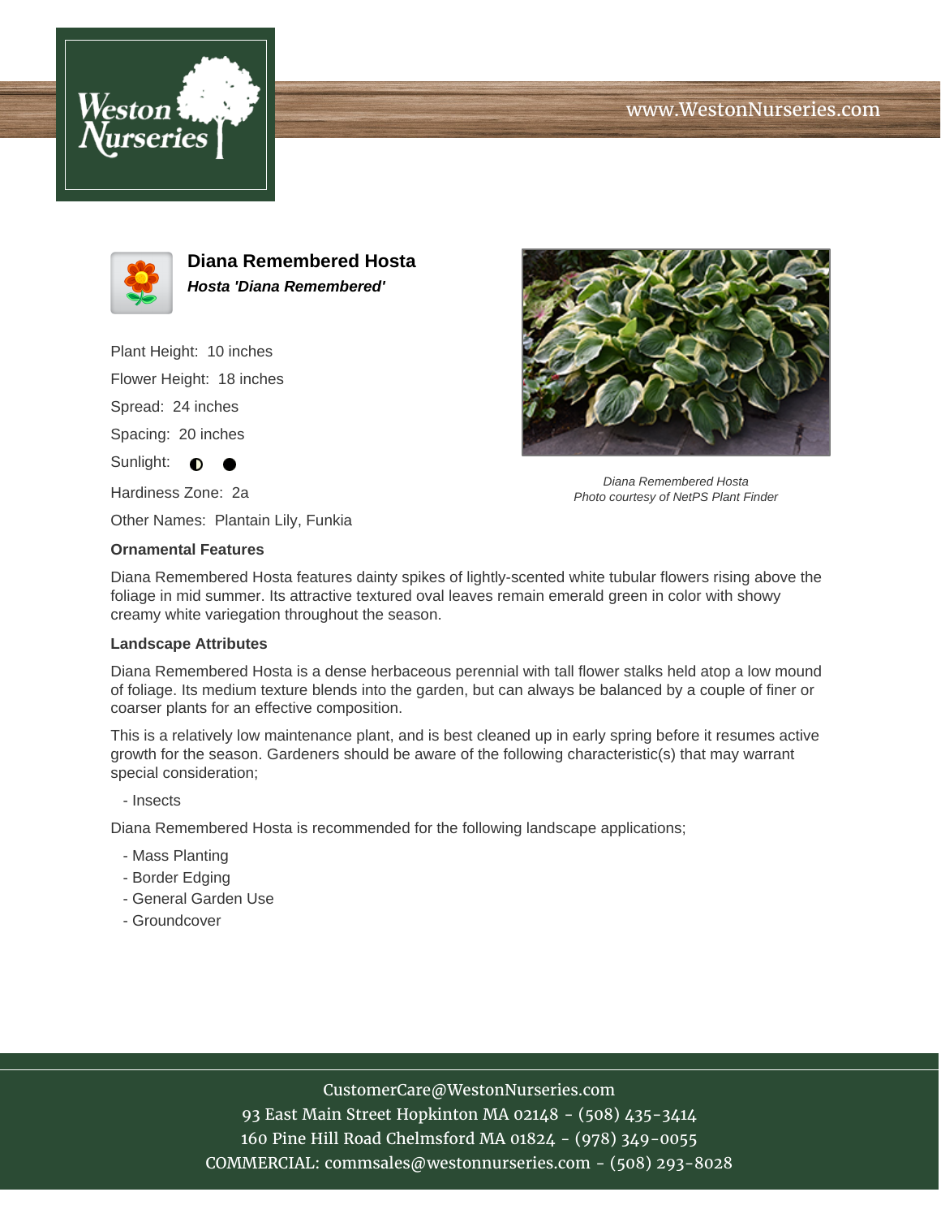www.WestonNurseries.com

# Diana Remembered Hosta

***Hosta 'Diana Remembered'***

Plant Height: 10 inches

Flower Height: 18 inches

Spread: 24 inches

Spacing: 20 inches

Sunlight: ◐ ●

Hardiness Zone: 2a

Other Names: Plantain Lily, Funkia

*Diana Remembered Hosta*
*Photo courtesy of NetPS Plant Finder*

### Ornamental Features

Diana Remembered Hosta features dainty spikes of lightly-scented white tubular flowers rising above the foliage in mid summer. Its attractive textured oval leaves remain emerald green in color with showy creamy white variegation throughout the season.

### Landscape Attributes

Diana Remembered Hosta is a dense herbaceous perennial with tall flower stalks held atop a low mound of foliage. Its medium texture blends into the garden, but can always be balanced by a couple of finer or coarser plants for an effective composition.

This is a relatively low maintenance plant, and is best cleaned up in early spring before it resumes active growth for the season. Gardeners should be aware of the following characteristic(s) that may warrant special consideration;

- Insects

Diana Remembered Hosta is recommended for the following landscape applications;

- Mass Planting
- Border Edging
- General Garden Use
- Groundcover

CustomerCare@WestonNurseries.com
93 East Main Street Hopkinton MA 02148 - (508) 435-3414
160 Pine Hill Road Chelmsford MA 01824 - (978) 349-0055
COMMERCIAL: commsales@westonnurseries.com - (508) 293-8028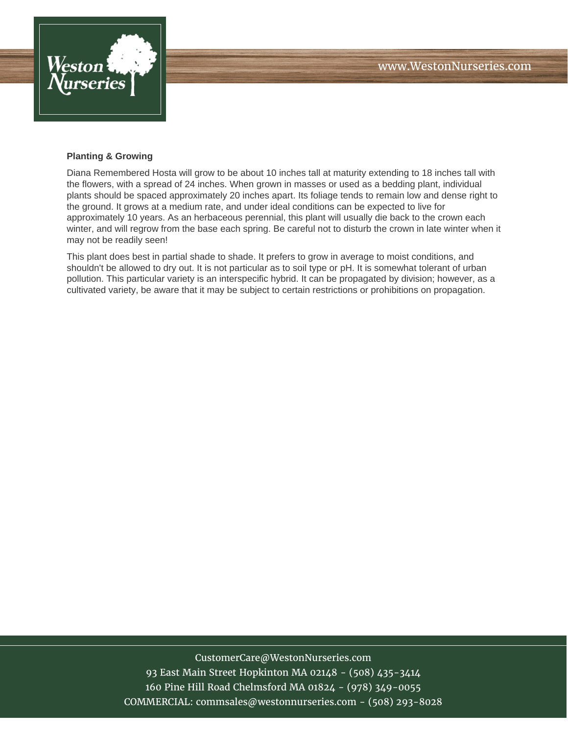**Planting & Growing**

Diana Remembered Hosta will grow to be about 10 inches tall at maturity extending to 18 inches tall with the flowers, with a spread of 24 inches. When grown in masses or used as a bedding plant, individual plants should be spaced approximately 20 inches apart. Its foliage tends to remain low and dense right to the ground. It grows at a medium rate, and under ideal conditions can be expected to live for approximately 10 years. As an herbaceous perennial, this plant will usually die back to the crown each winter, and will regrow from the base each spring. Be careful not to disturb the crown in late winter when it may not be readily seen!

This plant does best in partial shade to shade. It prefers to grow in average to moist conditions, and shouldn't be allowed to dry out. It is not particular as to soil type or pH. It is somewhat tolerant of urban pollution. This particular variety is an interspecific hybrid. It can be propagated by division; however, as a cultivated variety, be aware that it may be subject to certain restrictions or prohibitions on propagation.